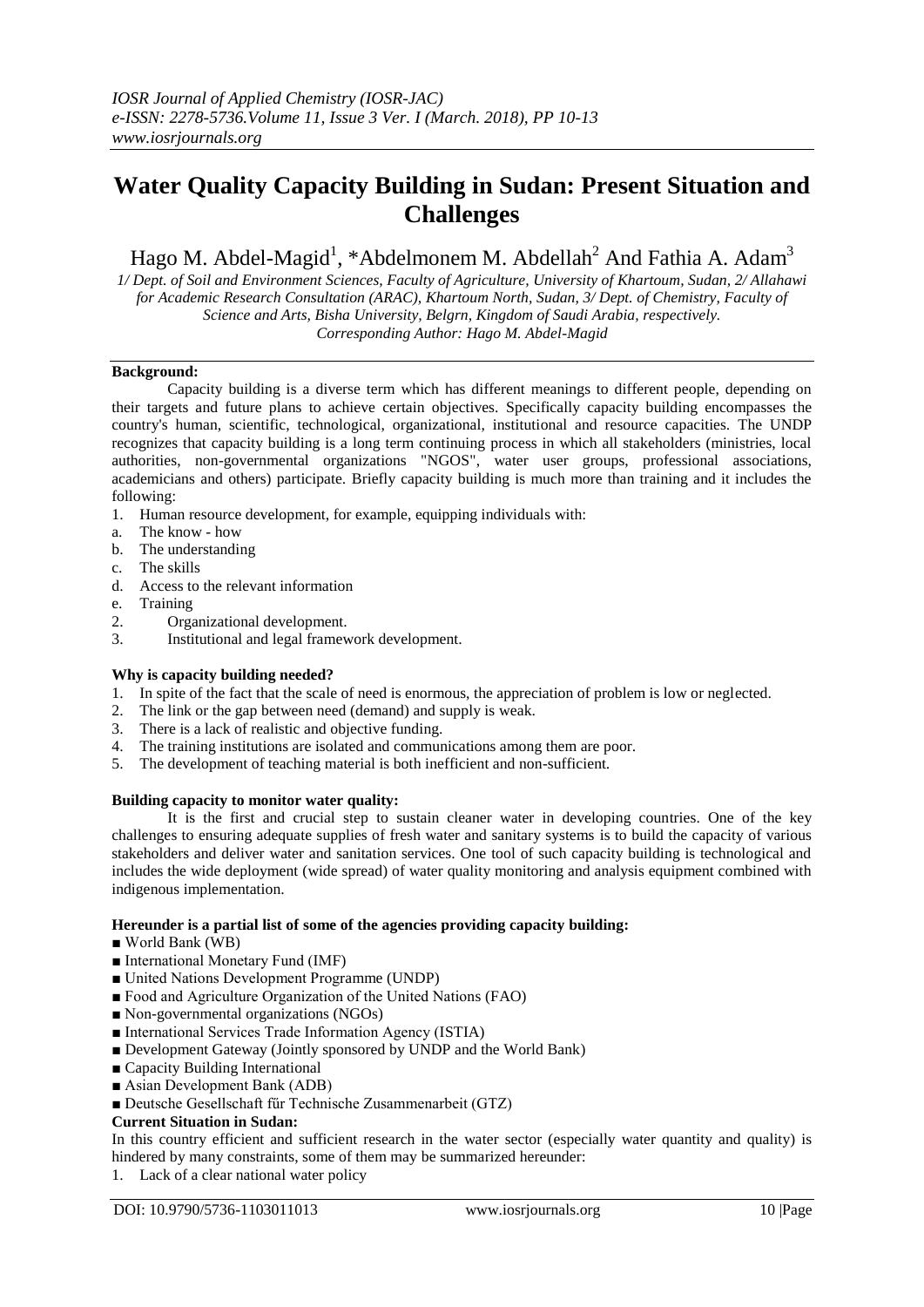# Water Quality Capacity Building in Sudan: Present Situation and Challenges

Hago M. Abdel-Magid[1], *Abdelmonem M. Abdellah[2] And Fathia A. Adam[3]

*1/ Dept. of Soil and Environment Sciences, Faculty of Agriculture, University of Khartoum, Sudan, 2/ Allahawi for Academic Research Consultation (ARAC), Khartoum North, Sudan, 3/ Dept. of Chemistry, Faculty of Science and Arts, Bisha University, Belgrn, Kingdom of Saudi Arabia, respectively. Corresponding Author: Hago M. Abdel-Magid*

**Background:**

Capacity building is a diverse term which has different meanings to different people, depending on their targets and future plans to achieve certain objectives. Specifically capacity building encompasses the country's human, scientific, technological, organizational, institutional and resource capacities. The UNDP recognizes that capacity building is a long term continuing process in which all stakeholders (ministries, local authorities, non-governmental organizations "NGOS", water user groups, professional associations, academicians and others) participate. Briefly capacity building is much more than training and it includes the following:

1. Human resource development, for example, equipping individuals with:
   a. The know - how
   b. The understanding
   c. The skills
   d. Access to the relevant information
   e. Training
2. Organizational development.
3. Institutional and legal framework development.

**Why is capacity building needed?**

1. In spite of the fact that the scale of need is enormous, the appreciation of problem is low or neglected.
2. The link or the gap between need (demand) and supply is weak.
3. There is a lack of realistic and objective funding.
4. The training institutions are isolated and communications among them are poor.
5. The development of teaching material is both inefficient and non-sufficient.

**Building capacity to monitor water quality:**

It is the first and crucial step to sustain cleaner water in developing countries. One of the key challenges to ensuring adequate supplies of fresh water and sanitary systems is to build the capacity of various stakeholders and deliver water and sanitation services. One tool of such capacity building is technological and includes the wide deployment (wide spread) of water quality monitoring and analysis equipment combined with indigenous implementation.

**Hereunder is a partial list of some of the agencies providing capacity building:**

- World Bank (WB)
- International Monetary Fund (IMF)
- United Nations Development Programme (UNDP)
- Food and Agriculture Organization of the United Nations (FAO)
- Non-governmental organizations (NGOs)
- International Services Trade Information Agency (ISTIA)
- Development Gateway (Jointly sponsored by UNDP and the World Bank)
- Capacity Building International
- Asian Development Bank (ADB)
- Deutsche Gesellschaft für Technische Zusammenarbeit (GTZ)

**Current Situation in Sudan:**

In this country efficient and sufficient research in the water sector (especially water quantity and quality) is hindered by many constraints, some of them may be summarized hereunder:

1. Lack of a clear national water policy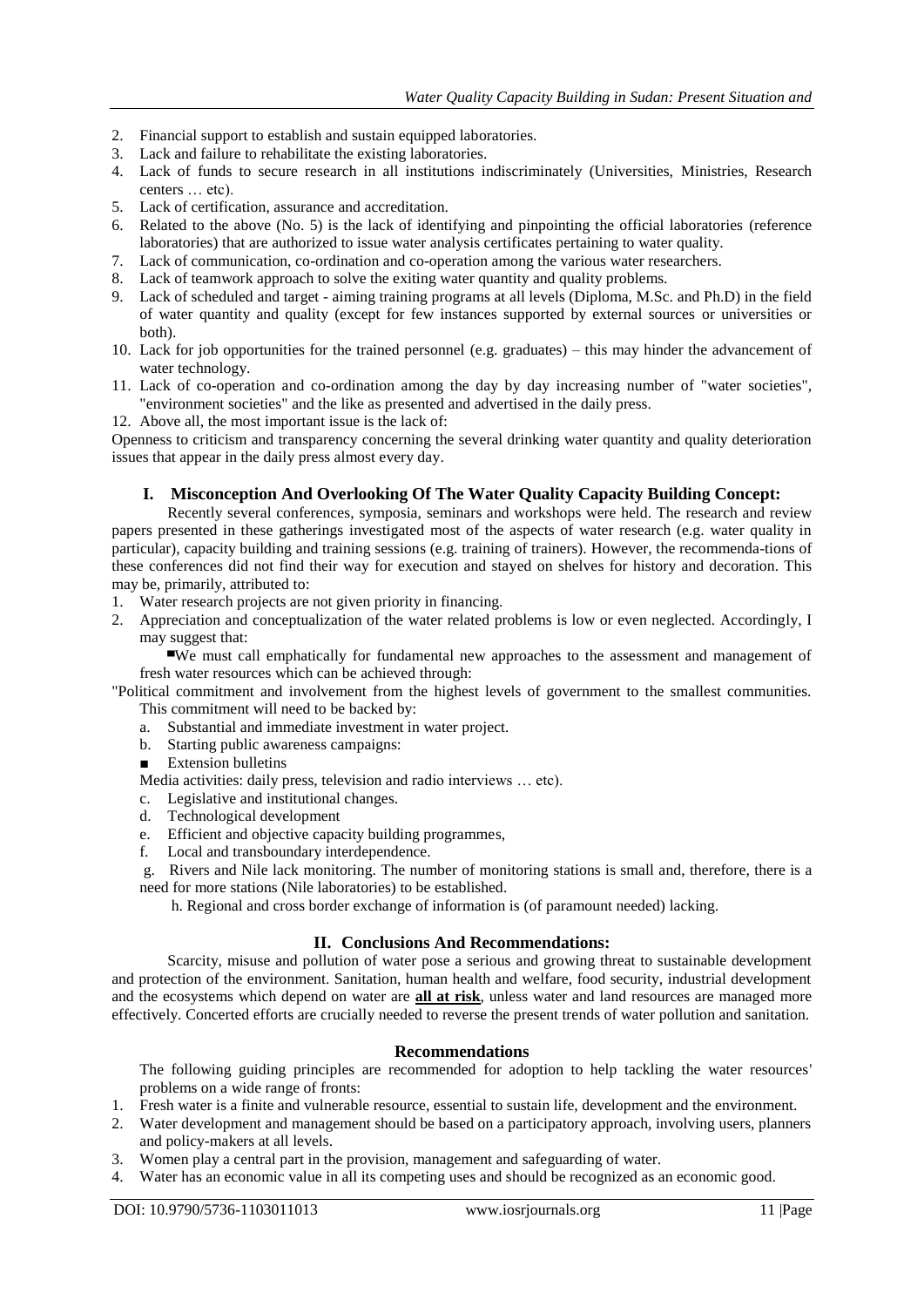2. Financial support to establish and sustain equipped laboratories.
3. Lack and failure to rehabilitate the existing laboratories.
4. Lack of funds to secure research in all institutions indiscriminately (Universities, Ministries, Research centers … etc).
5. Lack of certification, assurance and accreditation.
6. Related to the above (No. 5) is the lack of identifying and pinpointing the official laboratories (reference laboratories) that are authorized to issue water analysis certificates pertaining to water quality.
7. Lack of communication, co-ordination and co-operation among the various water researchers.
8. Lack of teamwork approach to solve the exiting water quantity and quality problems.
9. Lack of scheduled and target - aiming training programs at all levels (Diploma, M.Sc. and Ph.D) in the field of water quantity and quality (except for few instances supported by external sources or universities or both).
10. Lack for job opportunities for the trained personnel (e.g. graduates) – this may hinder the advancement of water technology.
11. Lack of co-operation and co-ordination among the day by day increasing number of "water societies", "environment societies" and the like as presented and advertised in the daily press.
12. Above all, the most important issue is the lack of:

Openness to criticism and transparency concerning the several drinking water quantity and quality deterioration issues that appear in the daily press almost every day.

## I. Misconception And Overlooking Of The Water Quality Capacity Building Concept:

Recently several conferences, symposia, seminars and workshops were held. The research and review papers presented in these gatherings investigated most of the aspects of water research (e.g. water quality in particular), capacity building and training sessions (e.g. training of trainers). However, the recommenda-tions of these conferences did not find their way for execution and stayed on shelves for history and decoration. This may be, primarily, attributed to:

1. Water research projects are not given priority in financing.
2. Appreciation and conceptualization of the water related problems is low or even neglected. Accordingly, I may suggest that:

▪We must call emphatically for fundamental new approaches to the assessment and management of fresh water resources which can be achieved through:

"Political commitment and involvement from the highest levels of government to the smallest communities. This commitment will need to be backed by:

a. Substantial and immediate investment in water project.
b. Starting public awareness campaigns:
   - Extension bulletins

Media activities: daily press, television and radio interviews … etc).

c. Legislative and institutional changes.
d. Technological development
e. Efficient and objective capacity building programmes,
f. Local and transboundary interdependence.
g. Rivers and Nile lack monitoring. The number of monitoring stations is small and, therefore, there is a need for more stations (Nile laboratories) to be established.
h. Regional and cross border exchange of information is (of paramount needed) lacking.

## II. Conclusions And Recommendations:

Scarcity, misuse and pollution of water pose a serious and growing threat to sustainable development and protection of the environment. Sanitation, human health and welfare, food security, industrial development and the ecosystems which depend on water are **all at risk**, unless water and land resources are managed more effectively. Concerted efforts are crucially needed to reverse the present trends of water pollution and sanitation.

### Recommendations

The following guiding principles are recommended for adoption to help tackling the water resources' problems on a wide range of fronts:

1. Fresh water is a finite and vulnerable resource, essential to sustain life, development and the environment.
2. Water development and management should be based on a participatory approach, involving users, planners and policy-makers at all levels.
3. Women play a central part in the provision, management and safeguarding of water.
4. Water has an economic value in all its competing uses and should be recognized as an economic good.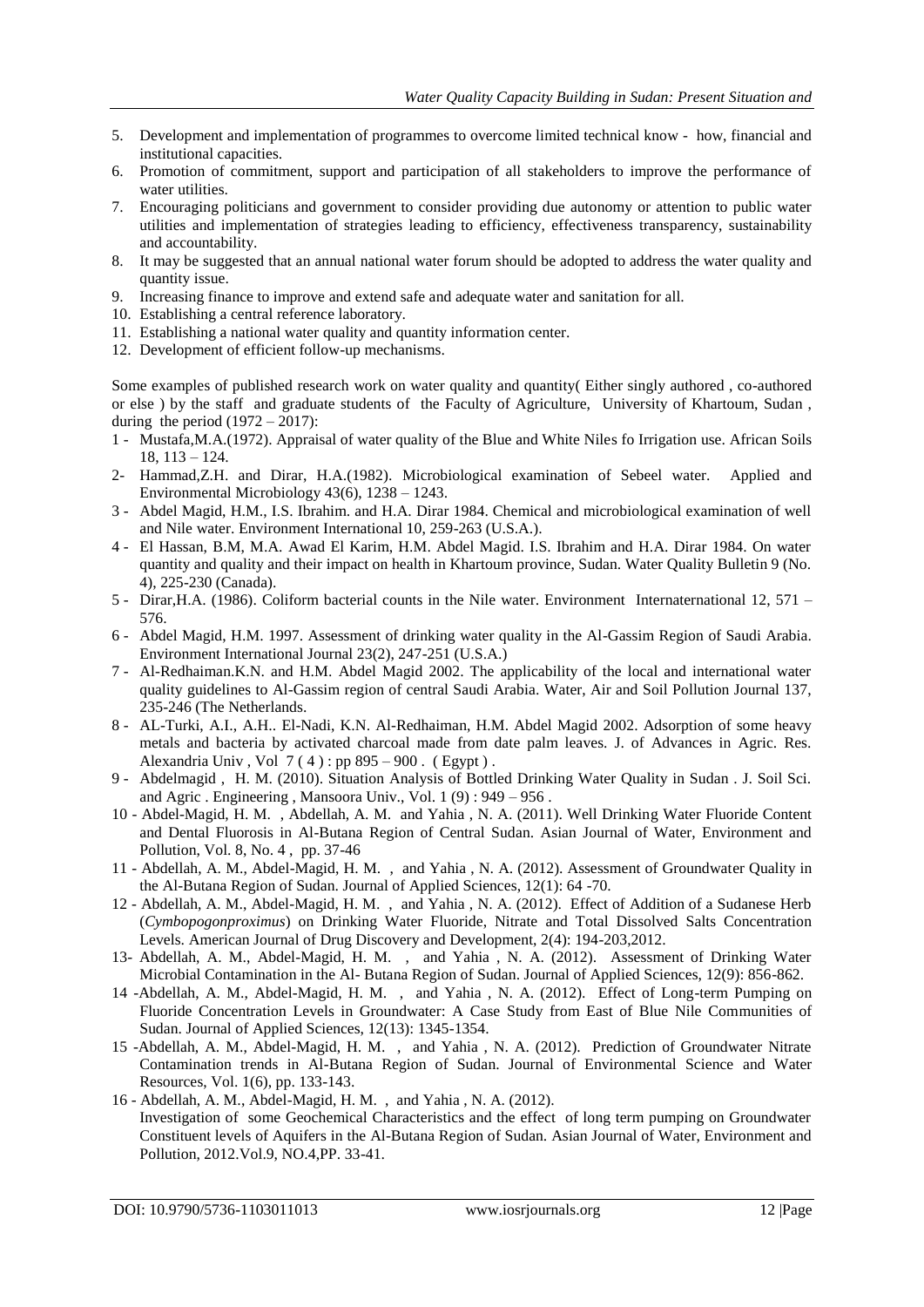5. Development and implementation of programmes to overcome limited technical know - how, financial and institutional capacities.
6. Promotion of commitment, support and participation of all stakeholders to improve the performance of water utilities.
7. Encouraging politicians and government to consider providing due autonomy or attention to public water utilities and implementation of strategies leading to efficiency, effectiveness transparency, sustainability and accountability.
8. It may be suggested that an annual national water forum should be adopted to address the water quality and quantity issue.
9. Increasing finance to improve and extend safe and adequate water and sanitation for all.
10. Establishing a central reference laboratory.
11. Establishing a national water quality and quantity information center.
12. Development of efficient follow-up mechanisms.

Some examples of published research work on water quality and quantity( Either singly authored , co-authored or else ) by the staff and graduate students of the Faculty of Agriculture, University of Khartoum, Sudan , during the period (1972 – 2017):

1 - Mustafa,M.A.(1972). Appraisal of water quality of the Blue and White Niles fo Irrigation use. African Soils 18, 113 – 124.

2- Hammad,Z.H. and Dirar, H.A.(1982). Microbiological examination of Sebeel water. Applied and Environmental Microbiology 43(6), 1238 – 1243.

3 - Abdel Magid, H.M., I.S. Ibrahim. and H.A. Dirar 1984. Chemical and microbiological examination of well and Nile water. Environment International 10, 259-263 (U.S.A.).

4 - El Hassan, B.M, M.A. Awad El Karim, H.M. Abdel Magid. I.S. Ibrahim and H.A. Dirar 1984. On water quantity and quality and their impact on health in Khartoum province, Sudan. Water Quality Bulletin 9 (No. 4), 225-230 (Canada).

5 - Dirar,H.A. (1986). Coliform bacterial counts in the Nile water. Environment Internaternational 12, 571 – 576.

6 - Abdel Magid, H.M. 1997. Assessment of drinking water quality in the Al-Gassim Region of Saudi Arabia. Environment International Journal 23(2), 247-251 (U.S.A.)

7 - Al-Redhaiman.K.N. and H.M. Abdel Magid 2002. The applicability of the local and international water quality guidelines to Al-Gassim region of central Saudi Arabia. Water, Air and Soil Pollution Journal 137, 235-246 (The Netherlands.

8 - AL-Turki, A.I., A.H.. El-Nadi, K.N. Al-Redhaiman, H.M. Abdel Magid 2002. Adsorption of some heavy metals and bacteria by activated charcoal made from date palm leaves. J. of Advances in Agric. Res. Alexandria Univ , Vol 7 ( 4 ) : pp 895 – 900 . ( Egypt ) .

9 - Abdelmagid , H. M. (2010). Situation Analysis of Bottled Drinking Water Quality in Sudan . J. Soil Sci. and Agric . Engineering , Mansoora Univ., Vol. 1 (9) : 949 – 956 .

10 - Abdel-Magid, H. M. , Abdellah, A. M. and Yahia , N. A. (2011). Well Drinking Water Fluoride Content and Dental Fluorosis in Al-Butana Region of Central Sudan. Asian Journal of Water, Environment and Pollution, Vol. 8, No. 4 , pp. 37-46

11 - Abdellah, A. M., Abdel-Magid, H. M. , and Yahia , N. A. (2012). Assessment of Groundwater Quality in the Al-Butana Region of Sudan. Journal of Applied Sciences, 12(1): 64 -70.

12 - Abdellah, A. M., Abdel-Magid, H. M. , and Yahia , N. A. (2012). Effect of Addition of a Sudanese Herb (*Cymbopogonproximus*) on Drinking Water Fluoride, Nitrate and Total Dissolved Salts Concentration Levels. American Journal of Drug Discovery and Development, 2(4): 194-203,2012.

13- Abdellah, A. M., Abdel-Magid, H. M. , and Yahia , N. A. (2012). Assessment of Drinking Water Microbial Contamination in the Al- Butana Region of Sudan. Journal of Applied Sciences, 12(9): 856-862.

14 -Abdellah, A. M., Abdel-Magid, H. M. , and Yahia , N. A. (2012). Effect of Long-term Pumping on Fluoride Concentration Levels in Groundwater: A Case Study from East of Blue Nile Communities of Sudan. Journal of Applied Sciences, 12(13): 1345-1354.

15 -Abdellah, A. M., Abdel-Magid, H. M. , and Yahia , N. A. (2012). Prediction of Groundwater Nitrate Contamination trends in Al-Butana Region of Sudan. Journal of Environmental Science and Water Resources, Vol. 1(6), pp. 133-143.

16 - Abdellah, A. M., Abdel-Magid, H. M. , and Yahia , N. A. (2012).
Investigation of some Geochemical Characteristics and the effect of long term pumping on Groundwater Constituent levels of Aquifers in the Al-Butana Region of Sudan. Asian Journal of Water, Environment and Pollution, 2012.Vol.9, NO.4,PP. 33-41.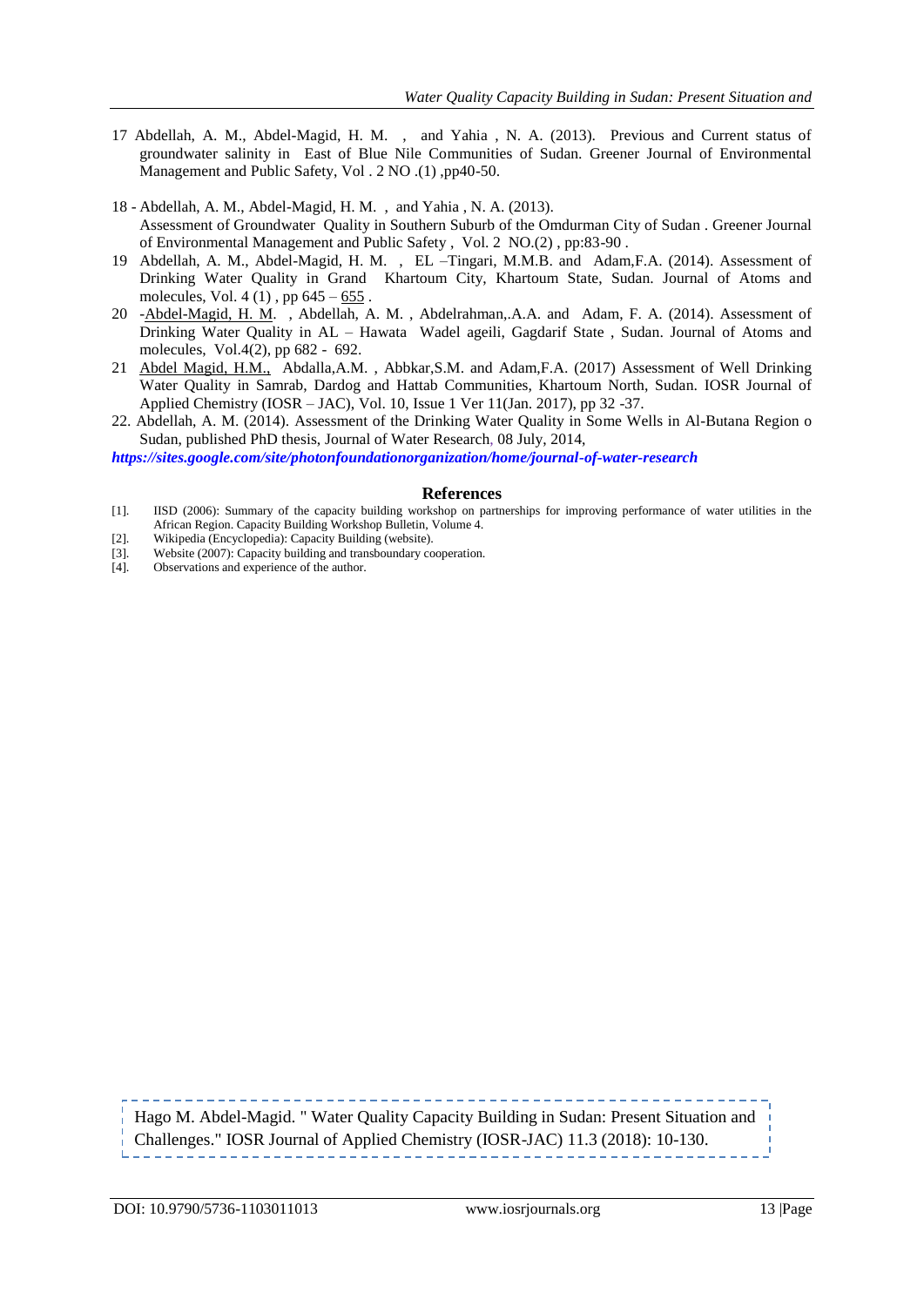17 Abdellah, A. M., Abdel-Magid, H. M. , and Yahia , N. A. (2013). Previous and Current status of groundwater salinity in East of Blue Nile Communities of Sudan. Greener Journal of Environmental Management and Public Safety, Vol . 2 NO .(1) ,pp40-50.

18 - Abdellah, A. M., Abdel-Magid, H. M. , and Yahia , N. A. (2013). Assessment of Groundwater Quality in Southern Suburb of the Omdurman City of Sudan . Greener Journal of Environmental Management and Public Safety , Vol. 2 NO.(2) , pp:83-90 .

19 Abdellah, A. M., Abdel-Magid, H. M. , EL –Tingari, M.M.B. and Adam,F.A. (2014). Assessment of Drinking Water Quality in Grand Khartoum City, Khartoum State, Sudan. Journal of Atoms and molecules, Vol. 4 (1) , pp 645 – 655 .

20 -Abdel-Magid, H. M. , Abdellah, A. M. , Abdelrahman,.A.A. and Adam, F. A. (2014). Assessment of Drinking Water Quality in AL – Hawata Wadel ageili, Gagdarif State , Sudan. Journal of Atoms and molecules, Vol.4(2), pp 682 - 692.

21 Abdel Magid, H.M., Abdalla,A.M. , Abbkar,S.M. and Adam,F.A. (2017) Assessment of Well Drinking Water Quality in Samrab, Dardog and Hattab Communities, Khartoum North, Sudan. IOSR Journal of Applied Chemistry (IOSR – JAC), Vol. 10, Issue 1 Ver 11(Jan. 2017), pp 32 -37.

22. Abdellah, A. M. (2014). Assessment of the Drinking Water Quality in Some Wells in Al-Butana Region o Sudan, published PhD thesis, Journal of Water Research, 08 July, 2014,

***https://sites.google.com/site/photonfoundationorganization/home/journal-of-water-research***

## References

[1]. IISD (2006): Summary of the capacity building workshop on partnerships for improving performance of water utilities in the African Region. Capacity Building Workshop Bulletin, Volume 4.

[2]. Wikipedia (Encyclopedia): Capacity Building (website).

[3]. Website (2007): Capacity building and transboundary cooperation.

[4]. Observations and experience of the author.

Hago M. Abdel-Magid. " Water Quality Capacity Building in Sudan: Present Situation and Challenges." IOSR Journal of Applied Chemistry (IOSR-JAC) 11.3 (2018): 10-130.